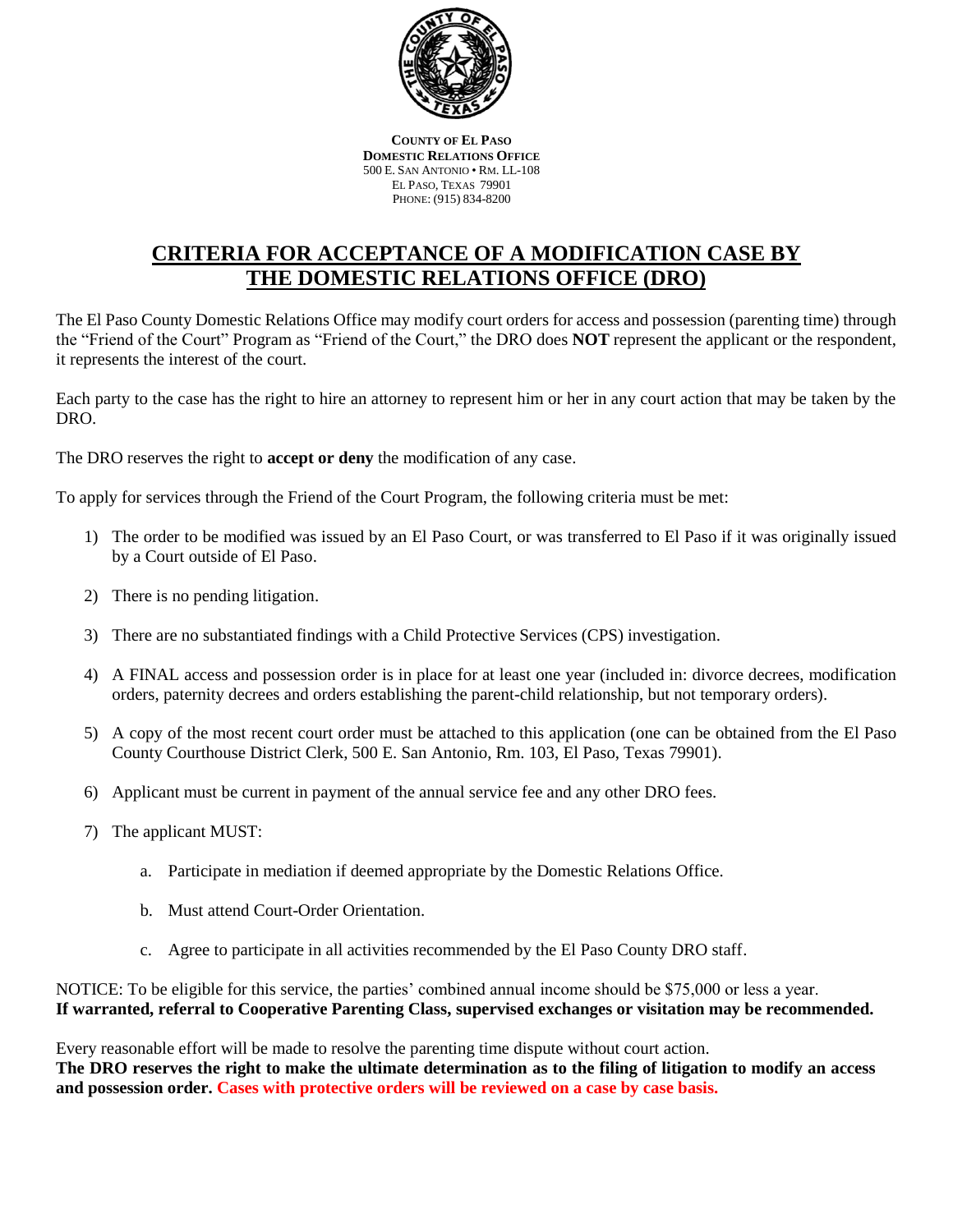**COUNTY OF EL PASO**
**DOMESTIC RELATIONS OFFICE**
500 E. SAN ANTONIO • RM. LL-108
EL PASO, TEXAS 79901
PHONE: (915) 834-8200

# CRITERIA FOR ACCEPTANCE OF A MODIFICATION CASE BY THE DOMESTIC RELATIONS OFFICE (DRO)

The El Paso County Domestic Relations Office may modify court orders for access and possession (parenting time) through the "Friend of the Court" Program as "Friend of the Court," the DRO does **NOT** represent the applicant or the respondent, it represents the interest of the court.

Each party to the case has the right to hire an attorney to represent him or her in any court action that may be taken by the DRO.

The DRO reserves the right to **accept or deny** the modification of any case.

To apply for services through the Friend of the Court Program, the following criteria must be met:

1) The order to be modified was issued by an El Paso Court, or was transferred to El Paso if it was originally issued by a Court outside of El Paso.
2) There is no pending litigation.
3) There are no substantiated findings with a Child Protective Services (CPS) investigation.
4) A FINAL access and possession order is in place for at least one year (included in: divorce decrees, modification orders, paternity decrees and orders establishing the parent-child relationship, but not temporary orders).
5) A copy of the most recent court order must be attached to this application (one can be obtained from the El Paso County Courthouse District Clerk, 500 E. San Antonio, Rm. 103, El Paso, Texas 79901).
6) Applicant must be current in payment of the annual service fee and any other DRO fees.
7) The applicant MUST:
   a. Participate in mediation if deemed appropriate by the Domestic Relations Office.
   b. Must attend Court-Order Orientation.
   c. Agree to participate in all activities recommended by the El Paso County DRO staff.

NOTICE: To be eligible for this service, the parties' combined annual income should be $75,000 or less a year.
**If warranted, referral to Cooperative Parenting Class, supervised exchanges or visitation may be recommended.**

Every reasonable effort will be made to resolve the parenting time dispute without court action.
**The DRO reserves the right to make the ultimate determination as to the filing of litigation to modify an access and possession order. Cases with protective orders will be reviewed on a case by case basis.**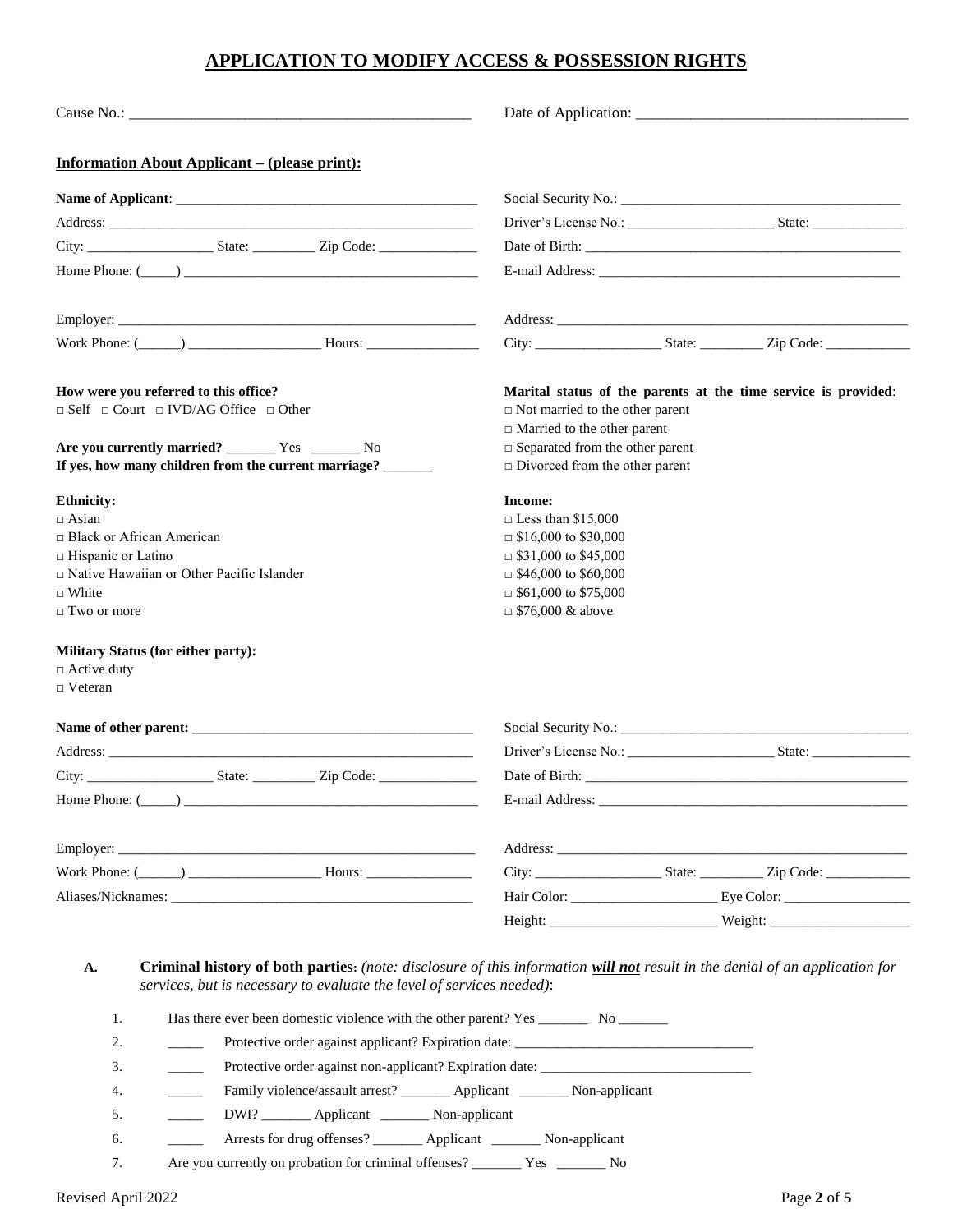# APPLICATION TO MODIFY ACCESS & POSSESSION RIGHTS

Cause No.: ____________________________________________ Date of Application: ___________________________________

**Information About Applicant – (please print):**

**Name of Applicant**: ___________________________________________

Address: ____________________________________________________

City: __________________ State: _________ Zip Code: ______________

Home Phone: (_____) ________________________________________

Social Security No.: _________________________________________

Driver's License No.: _____________________ State: _____________

Date of Birth: _____________________________________________

E-mail Address: ___________________________________________

Employer: ____________________________________________________

Work Phone: (______) ___________________ Hours: ________________

Address: _____________________________________________________

City: __________________ State: _________ Zip Code: ____________

**How were you referred to this office?**
□ Self □ Court □ IVD/AG Office □ Other

**Are you currently married?** _______ Yes _______ No
**If yes, how many children from the current marriage?** _______

**Marital status of the parents at the time service is provided**:
□ Not married to the other parent
□ Married to the other parent
□ Separated from the other parent
□ Divorced from the other parent

**Ethnicity:**
□ Asian
□ Black or African American
□ Hispanic or Latino
□ Native Hawaiian or Other Pacific Islander
□ White
□ Two or more

**Income:**
□ Less than $15,000
□ $16,000 to $30,000
□ $31,000 to $45,000
□ $46,000 to $60,000
□ $61,000 to $75,000
□ $76,000 & above

**Military Status (for either party):**
□ Active duty
□ Veteran

**Name of other parent: ________________________________________**

Address: ____________________________________________________

City: __________________ State: _________ Zip Code: ______________

Home Phone: (_____) ________________________________________

Social Security No.: ___________________________________________

Driver's License No.: _____________________ State: ______________

Date of Birth: _______________________________________________

E-mail Address: _____________________________________________

Employer: ____________________________________________________

Work Phone: (______) ___________________ Hours: _______________

Aliases/Nicknames: ___________________________________________

Address: _____________________________________________________

City: __________________ State: _________ Zip Code: ____________

Hair Color: _____________________ Eye Color: __________________

Height: _______________________ Weight: ____________________

**A. Criminal history of both parties:** *(note: disclosure of this information* ***will not*** *result in the denial of an application for services, but is necessary to evaluate the level of services needed)*:

1. Has there ever been domestic violence with the other parent? Yes _______ No _______
2. _____ Protective order against applicant? Expiration date: __________________________________
3. _____ Protective order against non-applicant? Expiration date: ______________________________
4. _____ Family violence/assault arrest? _______ Applicant _______ Non-applicant
5. _____ DWI? _______ Applicant _______ Non-applicant
6. _____ Arrests for drug offenses? _______ Applicant _______ Non-applicant
7. Are you currently on probation for criminal offenses? _______ Yes _______ No

Revised April 2022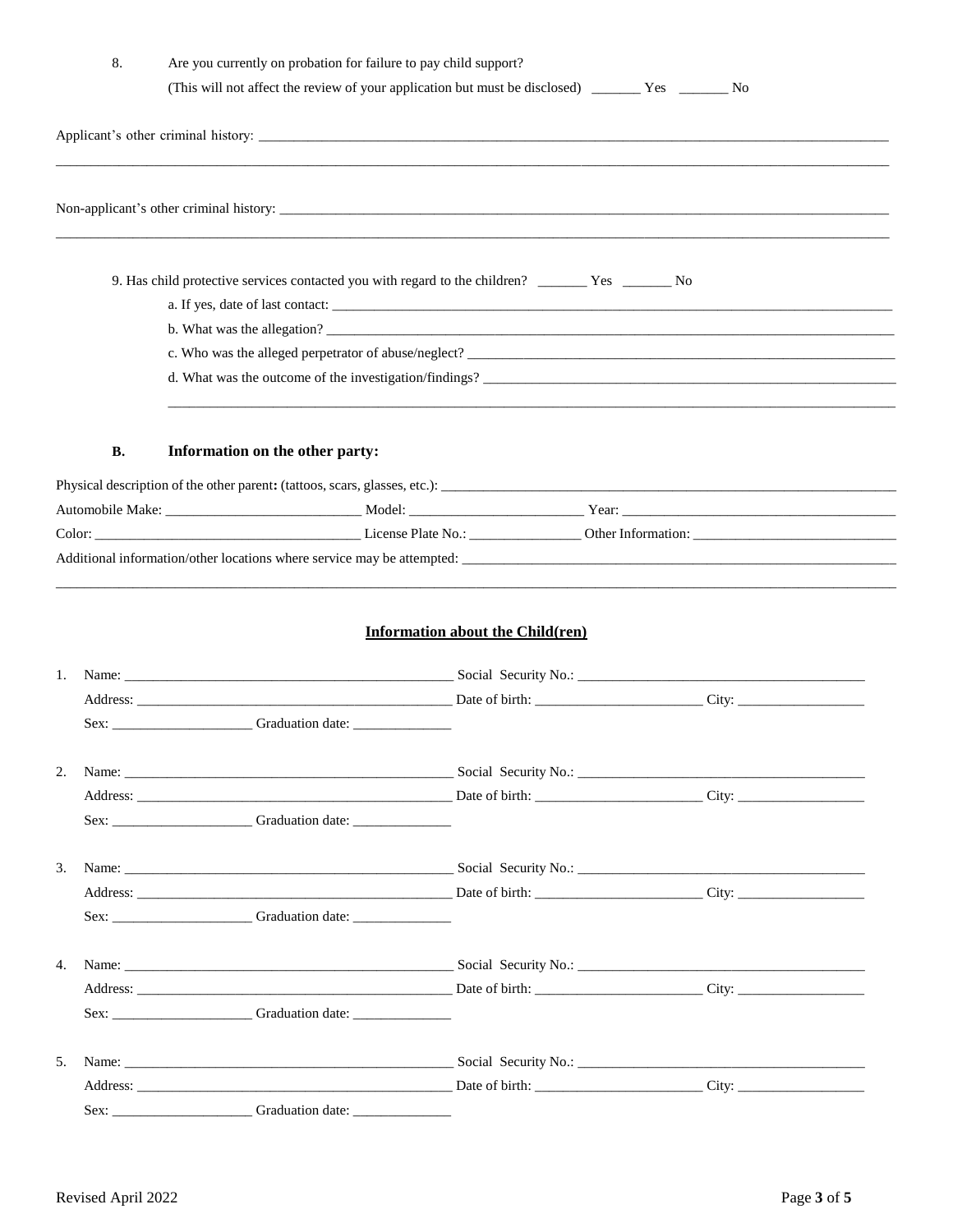8. Are you currently on probation for failure to pay child support?
(This will not affect the review of your application but must be disclosed) _______ Yes _______ No

Applicant's other criminal history: ____________________________________________________________
________________________________________________________________________________________

Non-applicant's other criminal history: __________________________________________________________
________________________________________________________________________________________

9. Has child protective services contacted you with regard to the children? _______ Yes _______ No

a. If yes, date of last contact: ______________________________________________________________

b. What was the allegation? _______________________________________________________________

c. Who was the alleged perpetrator of abuse/neglect? ____________________________________________

d. What was the outcome of the investigation/findings? ___________________________________________
________________________________________________________________________________________

**B. Information on the other party:**

Physical description of the other parent**:** (tattoos, scars, glasses, etc.): _____________________________________

Automobile Make: ___________________________ Model: ________________________ Year: ____________________

Color: ____________________________________ License Plate No.: _______________ Other Information: ______________

Additional information/other locations where service may be attempted: ________________________________________
________________________________________________________________________________________

## Information about the Child(ren)

1. Name: _____________________________________________ Social Security No.: _________________________
   Address: ___________________________________________ Date of birth: _______________________ City: _________________
   Sex: ____________________ Graduation date: ______________

2. Name: _____________________________________________ Social Security No.: _________________________
   Address: ___________________________________________ Date of birth: _______________________ City: _________________
   Sex: ____________________ Graduation date: ______________

3. Name: _____________________________________________ Social Security No.: _________________________
   Address: ___________________________________________ Date of birth: _______________________ City: _________________
   Sex: ____________________ Graduation date: ______________

4. Name: _____________________________________________ Social Security No.: _________________________
   Address: ___________________________________________ Date of birth: _______________________ City: _________________
   Sex: ____________________ Graduation date: ______________

5. Name: _____________________________________________ Social Security No.: _________________________
   Address: ___________________________________________ Date of birth: _______________________ City: _________________
   Sex: ____________________ Graduation date: ______________

Revised April 2022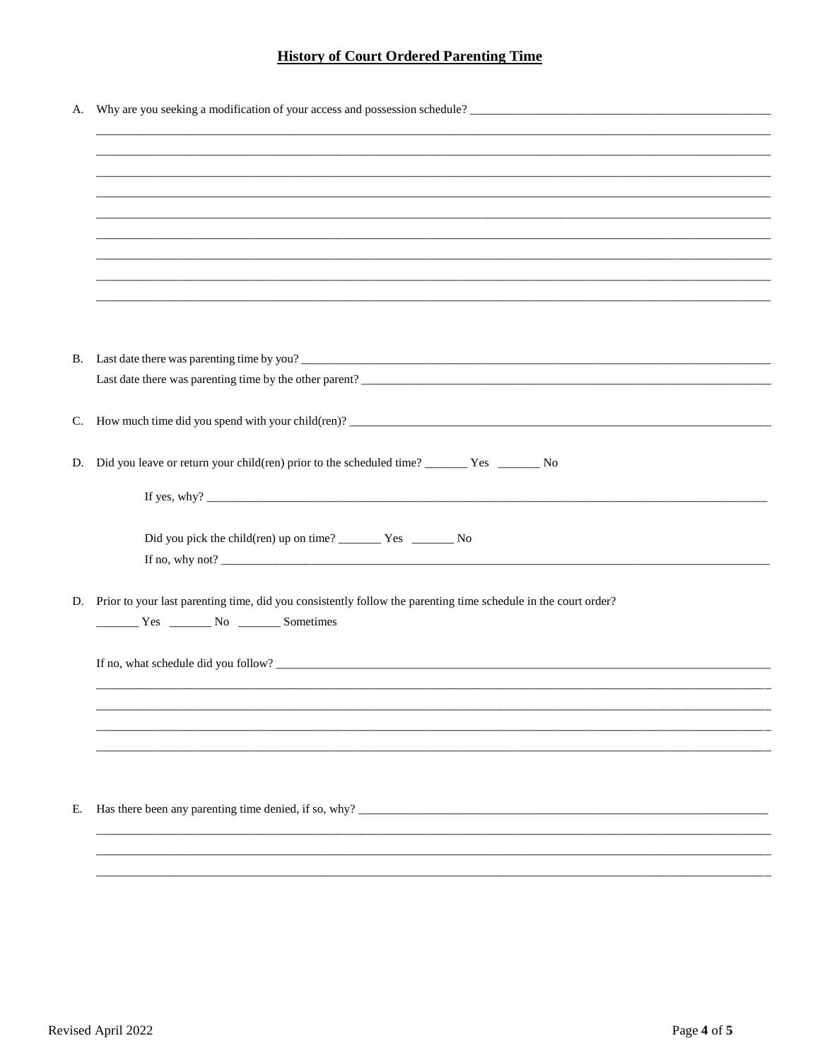## History of Court Ordered Parenting Time

A. Why are you seeking a modification of your access and possession schedule? ____________________________________________________
_____________________________________________________________________________________________________________
_____________________________________________________________________________________________________________
_____________________________________________________________________________________________________________
_____________________________________________________________________________________________________________
_____________________________________________________________________________________________________________
_____________________________________________________________________________________________________________
_____________________________________________________________________________________________________________
_____________________________________________________________________________________________________________
_____________________________________________________________________________________________________________

B. Last date there was parenting time by you? ____________________________________________________________________________

Last date there was parenting time by the other parent? ____________________________________________________________________

C. How much time did you spend with your child(ren)? ______________________________________________________________________

D. Did you leave or return your child(ren) prior to the scheduled time? _______ Yes _______ No

If yes, why? ________________________________________________________________________________________________

Did you pick the child(ren) up on time? _______ Yes _______ No

If no, why not? ______________________________________________________________________________________________

D. Prior to your last parenting time, did you consistently follow the parenting time schedule in the court order?

_______ Yes _______ No _______ Sometimes

If no, what schedule did you follow? ___________________________________________________________________________________
_____________________________________________________________________________________________________________
_____________________________________________________________________________________________________________
_____________________________________________________________________________________________________________
_____________________________________________________________________________________________________________

E. Has there been any parenting time denied, if so, why? ______________________________________________________________________
_____________________________________________________________________________________________________________
_____________________________________________________________________________________________________________
_____________________________________________________________________________________________________________

Revised April 2022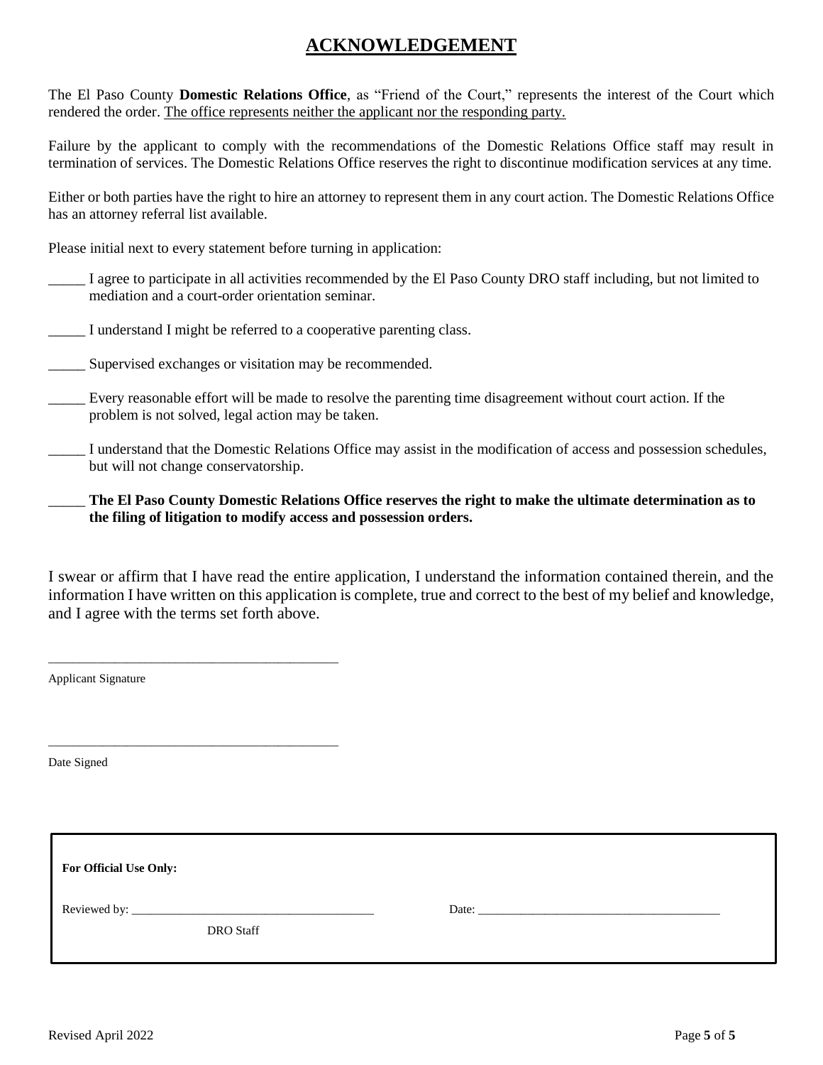# ACKNOWLEDGEMENT

The El Paso County **Domestic Relations Office**, as "Friend of the Court," represents the interest of the Court which rendered the order. The office represents neither the applicant nor the responding party.

Failure by the applicant to comply with the recommendations of the Domestic Relations Office staff may result in termination of services. The Domestic Relations Office reserves the right to discontinue modification services at any time.

Either or both parties have the right to hire an attorney to represent them in any court action. The Domestic Relations Office has an attorney referral list available.

Please initial next to every statement before turning in application:

_____ I agree to participate in all activities recommended by the El Paso County DRO staff including, but not limited to mediation and a court-order orientation seminar.

_____ I understand I might be referred to a cooperative parenting class.

_____ Supervised exchanges or visitation may be recommended.

_____ Every reasonable effort will be made to resolve the parenting time disagreement without court action. If the problem is not solved, legal action may be taken.

_____ I understand that the Domestic Relations Office may assist in the modification of access and possession schedules, but will not change conservatorship.

_____ **The El Paso County Domestic Relations Office reserves the right to make the ultimate determination as to the filing of litigation to modify access and possession orders.**

I swear or affirm that I have read the entire application, I understand the information contained therein, and the information I have written on this application is complete, true and correct to the best of my belief and knowledge, and I agree with the terms set forth above.

_____________________________________________

Applicant Signature

_____________________________________________

Date Signed

**For Official Use Only:**

Reviewed by: _______________________________________ DRO Staff

Date: _______________________________________

Revised April 2022